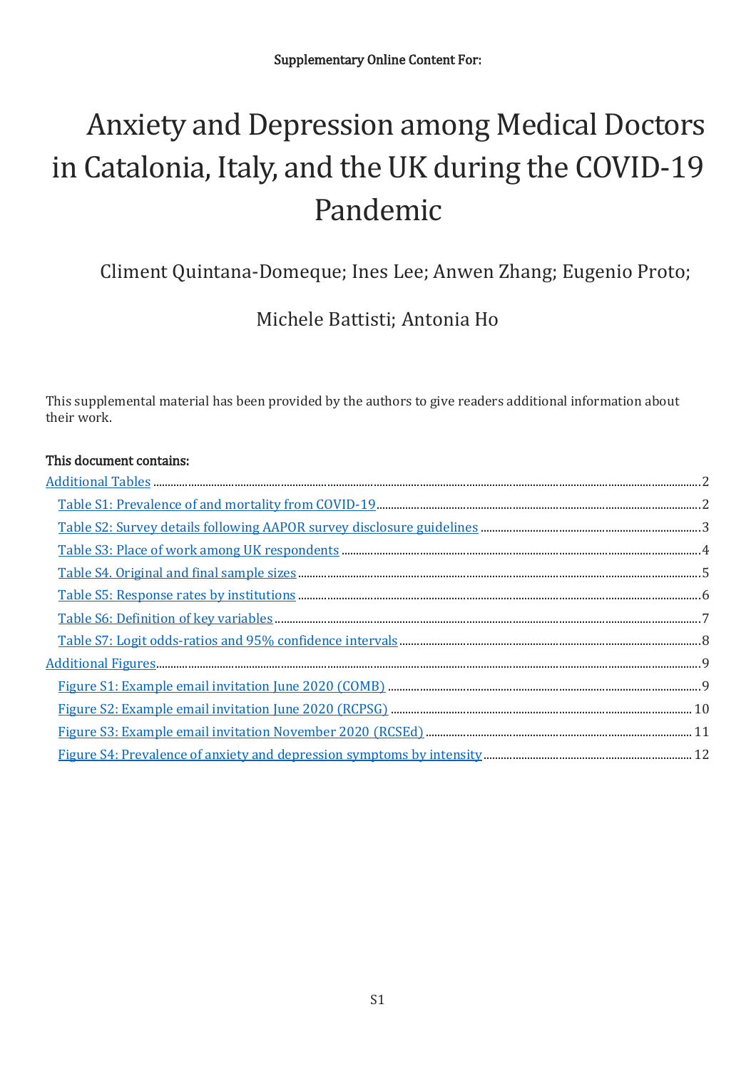Supplementary Online Content For:

# Anxiety and Depression among Medical Doctors in Catalonia, Italy, and the UK during the COVID-19 Pandemic

Climent Quintana-Domeque; Ines Lee; Anwen Zhang; Eugenio Proto;

Michele Battisti; Antonia Ho

This supplemental material has been provided by the authors to give readers additional information about their work.

**This document contains:**

- Additional Tables ........ 2
  - Table S1: Prevalence of and mortality from COVID-19 ........ 2
  - Table S2: Survey details following AAPOR survey disclosure guidelines ........ 3
  - Table S3: Place of work among UK respondents ........ 4
  - Table S4. Original and final sample sizes ........ 5
  - Table S5: Response rates by institutions ........ 6
  - Table S6: Definition of key variables ........ 7
  - Table S7: Logit odds-ratios and 95% confidence intervals ........ 8
- Additional Figures ........ 9
  - Figure S1: Example email invitation June 2020 (COMB) ........ 9
  - Figure S2: Example email invitation June 2020 (RCPSG) ........ 10
  - Figure S3: Example email invitation November 2020 (RCSEd) ........ 11
  - Figure S4: Prevalence of anxiety and depression symptoms by intensity ........ 12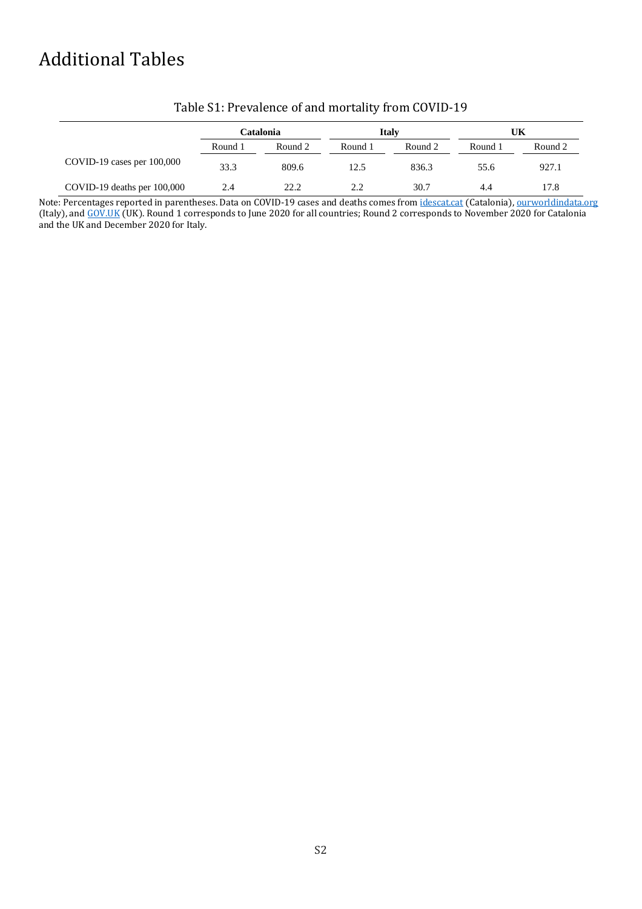# Additional Tables

Table S1: Prevalence of and mortality from COVID-19

| | Catalonia | | Italy | | UK | |
|---|---|---|---|---|---|---|
| | Round 1 | Round 2 | Round 1 | Round 2 | Round 1 | Round 2 |
| COVID-19 cases per 100,000 | 33.3 | 809.6 | 12.5 | 836.3 | 55.6 | 927.1 |
| COVID-19 deaths per 100,000 | 2.4 | 22.2 | 2.2 | 30.7 | 4.4 | 17.8 |

Note: Percentages reported in parentheses. Data on COVID-19 cases and deaths comes from idescat.cat (Catalonia), ourworldindata.org (Italy), and GOV.UK (UK). Round 1 corresponds to June 2020 for all countries; Round 2 corresponds to November 2020 for Catalonia and the UK and December 2020 for Italy.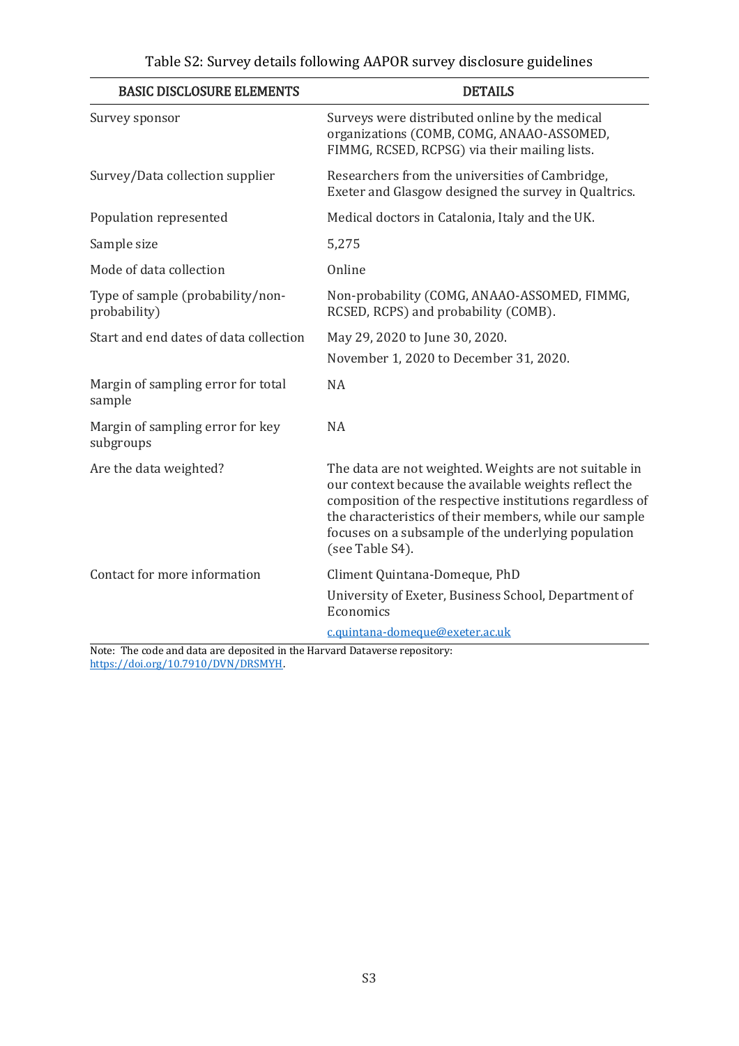Table S2: Survey details following AAPOR survey disclosure guidelines

| BASIC DISCLOSURE ELEMENTS | DETAILS |
|---|---|
| Survey sponsor | Surveys were distributed online by the medical organizations (COMB, COMG, ANAAO-ASSOMED, FIMMG, RCSED, RCPSG) via their mailing lists. |
| Survey/Data collection supplier | Researchers from the universities of Cambridge, Exeter and Glasgow designed the survey in Qualtrics. |
| Population represented | Medical doctors in Catalonia, Italy and the UK. |
| Sample size | 5,275 |
| Mode of data collection | Online |
| Type of sample (probability/non-probability) | Non-probability (COMG, ANAAO-ASSOMED, FIMMG, RCSED, RCPS) and probability (COMB). |
| Start and end dates of data collection | May 29, 2020 to June 30, 2020. November 1, 2020 to December 31, 2020. |
| Margin of sampling error for total sample | NA |
| Margin of sampling error for key subgroups | NA |
| Are the data weighted? | The data are not weighted. Weights are not suitable in our context because the available weights reflect the composition of the respective institutions regardless of the characteristics of their members, while our sample focuses on a subsample of the underlying population (see Table S4). |
| Contact for more information | Climent Quintana-Domeque, PhD University of Exeter, Business School, Department of Economics c.quintana-domeque@exeter.ac.uk |

Note: The code and data are deposited in the Harvard Dataverse repository: https://doi.org/10.7910/DVN/DRSMYH.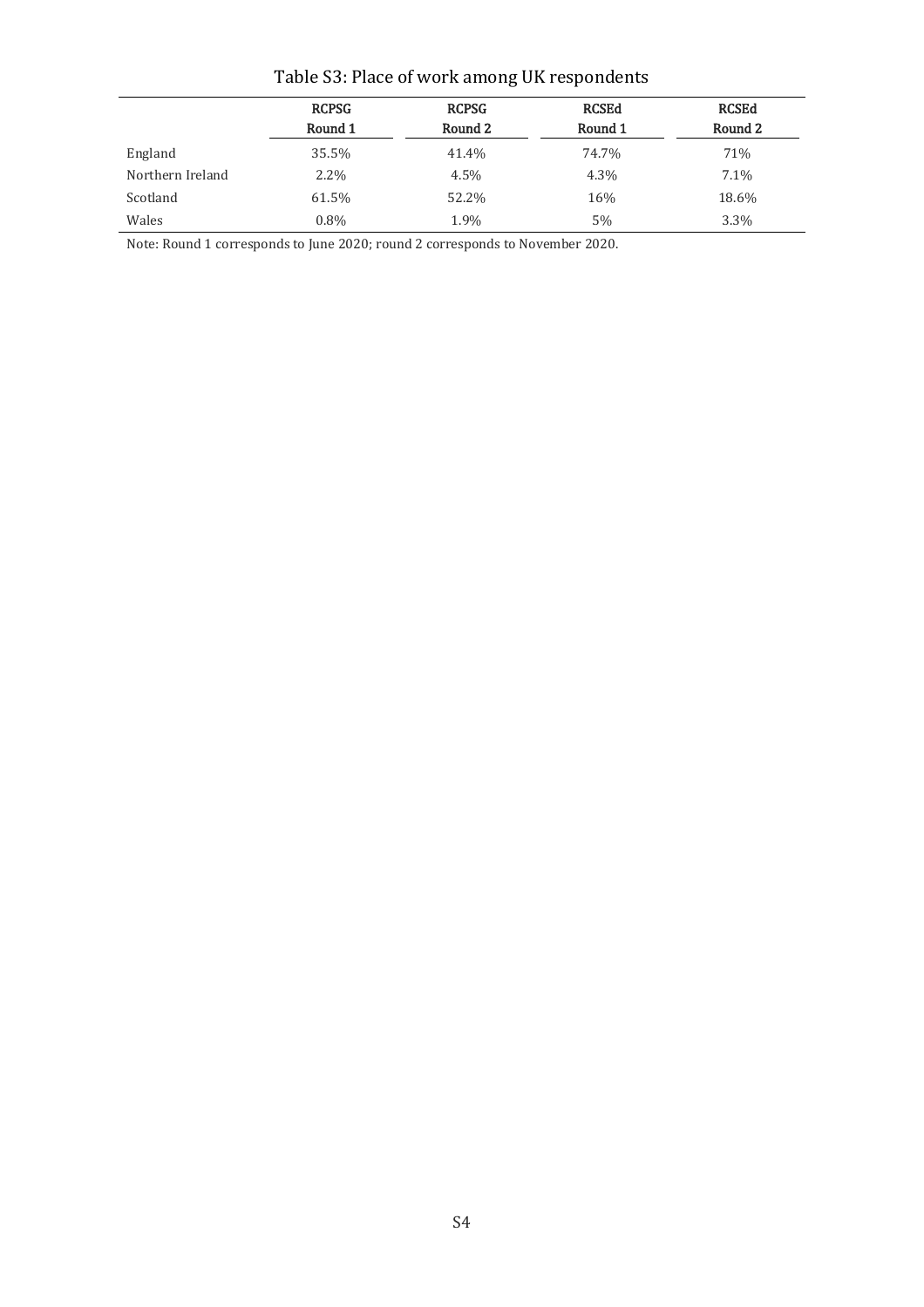Table S3: Place of work among UK respondents

| | RCPSG Round 1 | RCPSG Round 2 | RCSEd Round 1 | RCSEd Round 2 |
|---|---|---|---|---|
| England | 35.5% | 41.4% | 74.7% | 71% |
| Northern Ireland | 2.2% | 4.5% | 4.3% | 7.1% |
| Scotland | 61.5% | 52.2% | 16% | 18.6% |
| Wales | 0.8% | 1.9% | 5% | 3.3% |

Note: Round 1 corresponds to June 2020; round 2 corresponds to November 2020.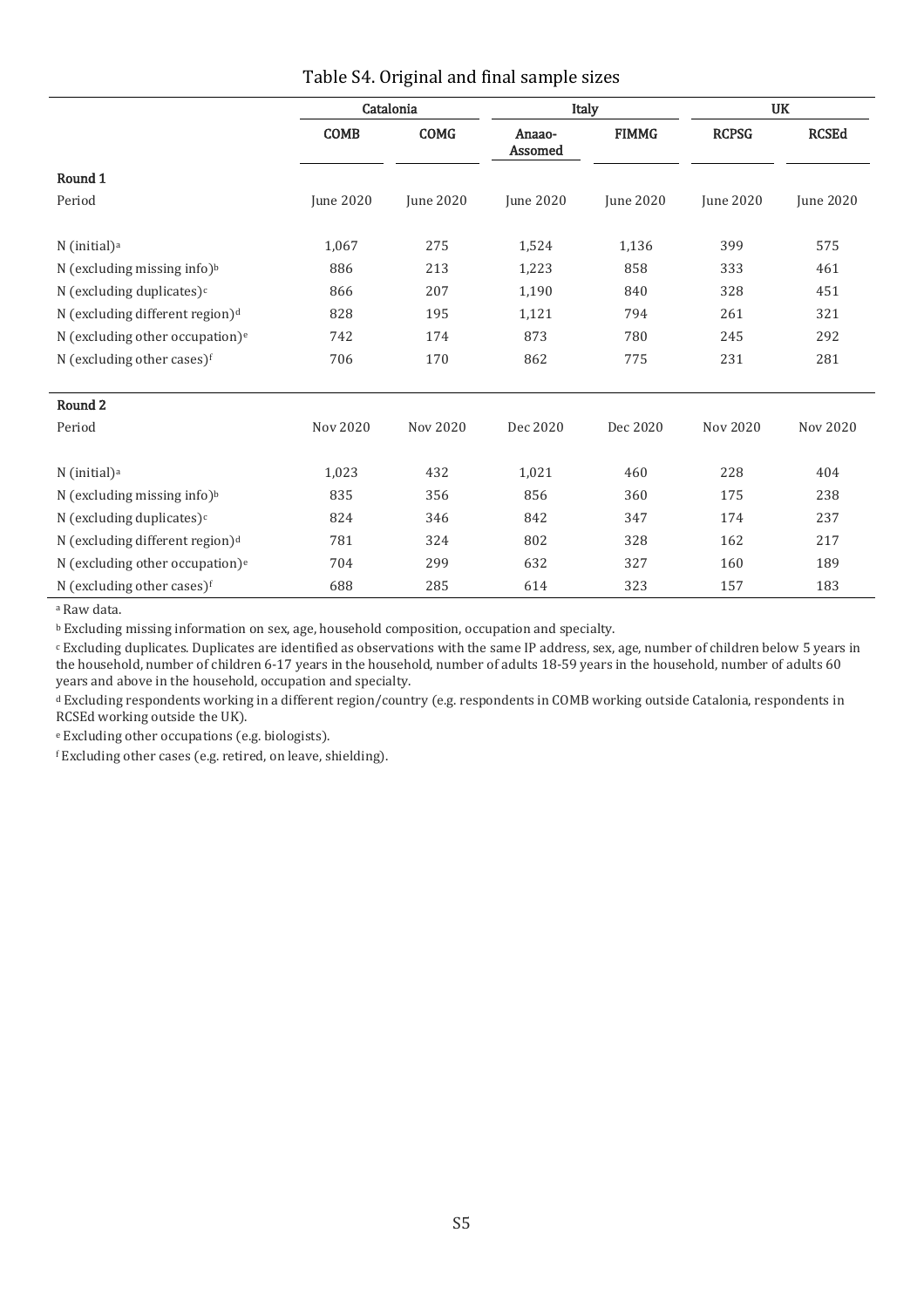## Table S4. Original and final sample sizes

| | Catalonia | | Italy | | UK | |
|---|---|---|---|---|---|---|
| | COMB | COMG | Anaao-Assomed | FIMMG | RCPSG | RCSEd |
| **Round 1** | | | | | | |
| Period | June 2020 | June 2020 | June 2020 | June 2020 | June 2020 | June 2020 |
| N (initial)[a] | 1,067 | 275 | 1,524 | 1,136 | 399 | 575 |
| N (excluding missing info)[b] | 886 | 213 | 1,223 | 858 | 333 | 461 |
| N (excluding duplicates)[c] | 866 | 207 | 1,190 | 840 | 328 | 451 |
| N (excluding different region)[d] | 828 | 195 | 1,121 | 794 | 261 | 321 |
| N (excluding other occupation)[e] | 742 | 174 | 873 | 780 | 245 | 292 |
| N (excluding other cases)[f] | 706 | 170 | 862 | 775 | 231 | 281 |
| **Round 2** | | | | | | |
| Period | Nov 2020 | Nov 2020 | Dec 2020 | Dec 2020 | Nov 2020 | Nov 2020 |
| N (initial)[a] | 1,023 | 432 | 1,021 | 460 | 228 | 404 |
| N (excluding missing info)[b] | 835 | 356 | 856 | 360 | 175 | 238 |
| N (excluding duplicates)[c] | 824 | 346 | 842 | 347 | 174 | 237 |
| N (excluding different region)[d] | 781 | 324 | 802 | 328 | 162 | 217 |
| N (excluding other occupation)[e] | 704 | 299 | 632 | 327 | 160 | 189 |
| N (excluding other cases)[f] | 688 | 285 | 614 | 323 | 157 | 183 |

[a] Raw data.

[b] Excluding missing information on sex, age, household composition, occupation and specialty.

[c] Excluding duplicates. Duplicates are identified as observations with the same IP address, sex, age, number of children below 5 years in the household, number of children 6-17 years in the household, number of adults 18-59 years in the household, number of adults 60 years and above in the household, occupation and specialty.

[d] Excluding respondents working in a different region/country (e.g. respondents in COMB working outside Catalonia, respondents in RCSEd working outside the UK).

[e] Excluding other occupations (e.g. biologists).

[f] Excluding other cases (e.g. retired, on leave, shielding).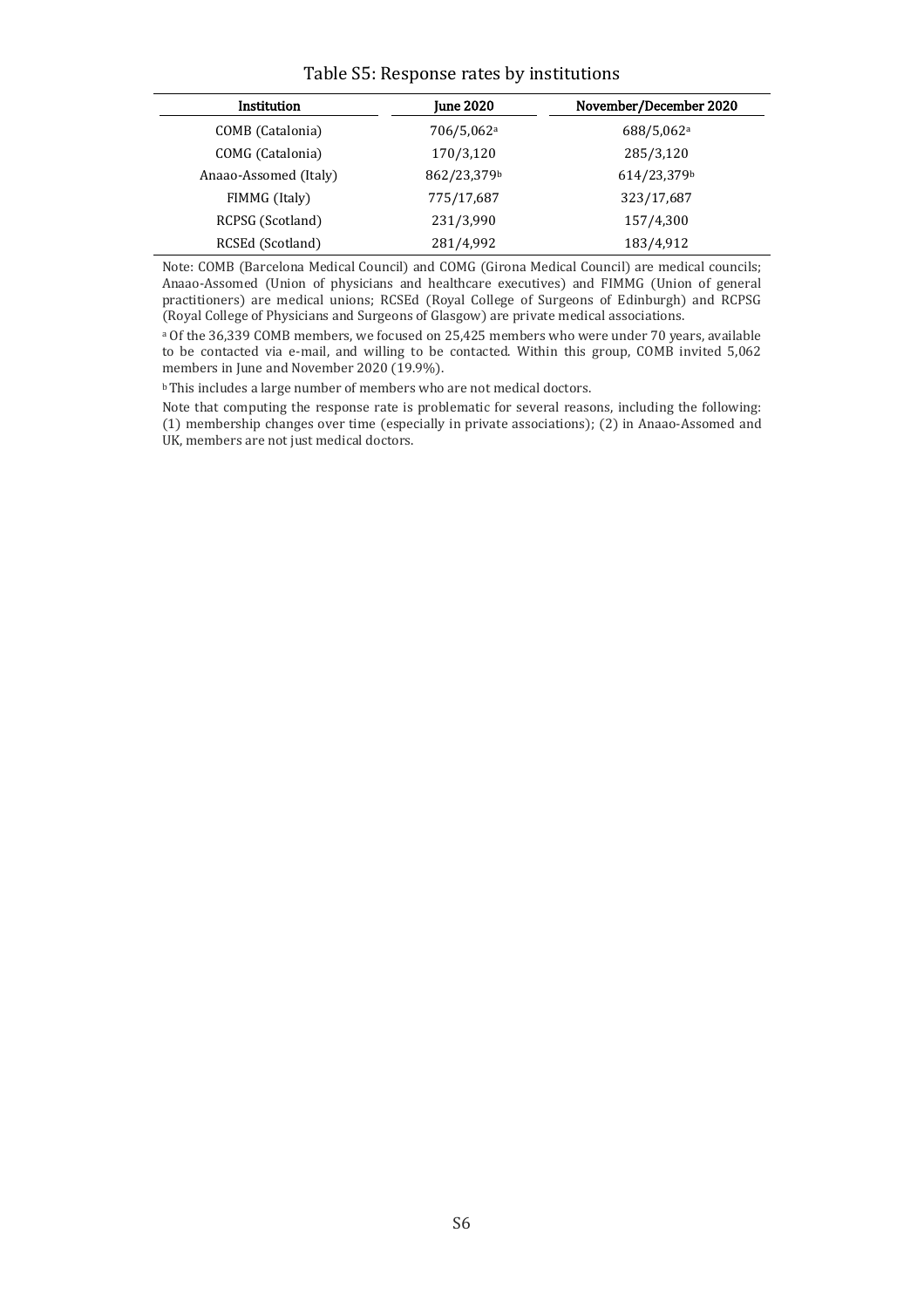Table S5: Response rates by institutions

| Institution | June 2020 | November/December 2020 |
|---|---|---|
| COMB (Catalonia) | 706/5,062[a] | 688/5,062[a] |
| COMG (Catalonia) | 170/3,120 | 285/3,120 |
| Anaao-Assomed (Italy) | 862/23,379[b] | 614/23,379[b] |
| FIMMG (Italy) | 775/17,687 | 323/17,687 |
| RCPSG (Scotland) | 231/3,990 | 157/4,300 |
| RCSEd (Scotland) | 281/4,992 | 183/4,912 |

Note: COMB (Barcelona Medical Council) and COMG (Girona Medical Council) are medical councils; Anaao-Assomed (Union of physicians and healthcare executives) and FIMMG (Union of general practitioners) are medical unions; RCSEd (Royal College of Surgeons of Edinburgh) and RCPSG (Royal College of Physicians and Surgeons of Glasgow) are private medical associations.

[a] Of the 36,339 COMB members, we focused on 25,425 members who were under 70 years, available to be contacted via e-mail, and willing to be contacted. Within this group, COMB invited 5,062 members in June and November 2020 (19.9%).

[b] This includes a large number of members who are not medical doctors.

Note that computing the response rate is problematic for several reasons, including the following: (1) membership changes over time (especially in private associations); (2) in Anaao-Assomed and UK, members are not just medical doctors.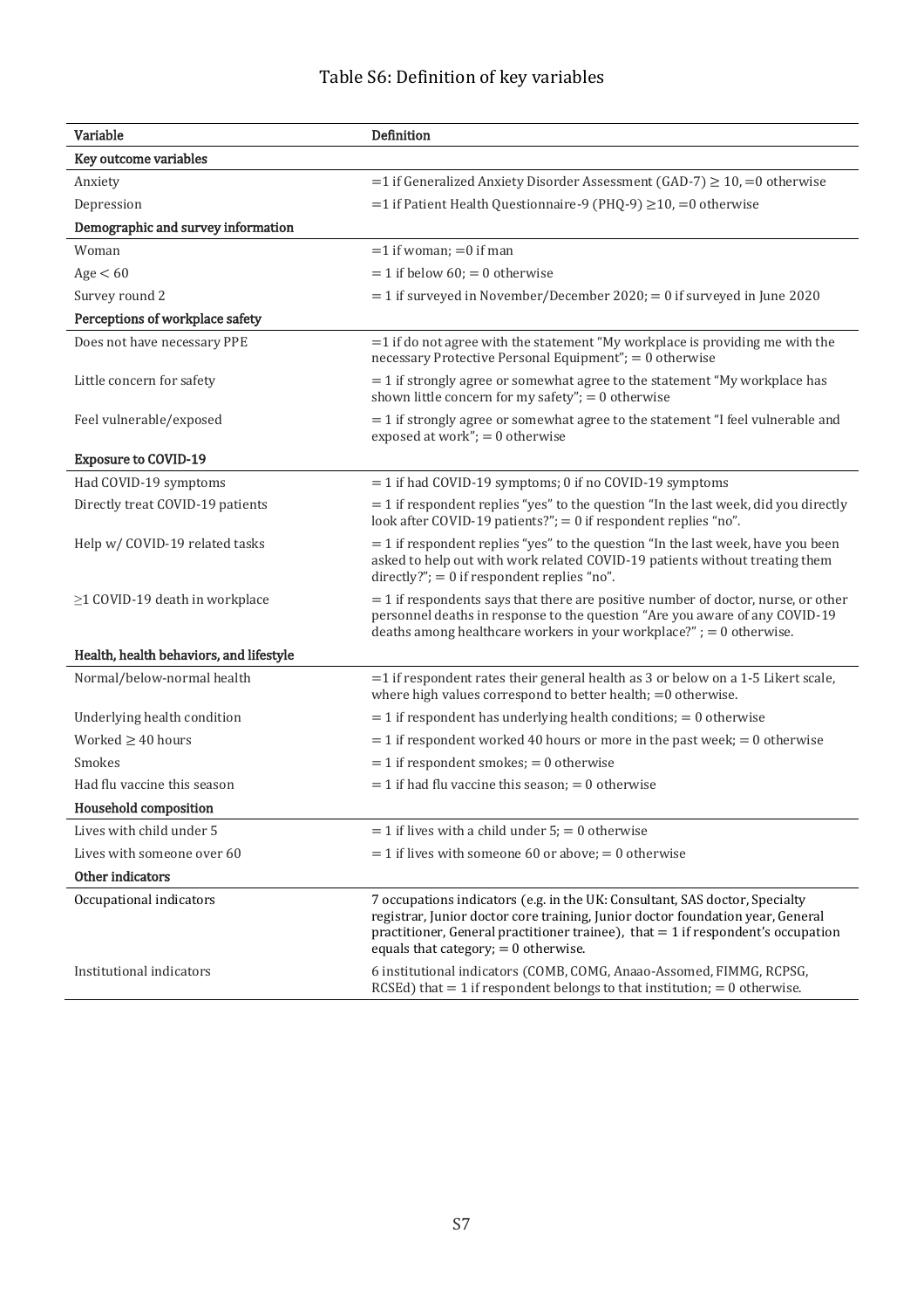# Table S6: Definition of key variables

| Variable | Definition |
|---|---|
| **Key outcome variables** | |
| Anxiety | =1 if Generalized Anxiety Disorder Assessment (GAD-7) $\geq 10$, =0 otherwise |
| Depression | =1 if Patient Health Questionnaire-9 (PHQ-9) $\geq 10$, =0 otherwise |
| **Demographic and survey information** | |
| Woman | =1 if woman; =0 if man |
| Age < 60 | = 1 if below 60; = 0 otherwise |
| Survey round 2 | = 1 if surveyed in November/December 2020; = 0 if surveyed in June 2020 |
| **Perceptions of workplace safety** | |
| Does not have necessary PPE | =1 if do not agree with the statement "My workplace is providing me with the necessary Protective Personal Equipment"; = 0 otherwise |
| Little concern for safety | = 1 if strongly agree or somewhat agree to the statement "My workplace has shown little concern for my safety"; = 0 otherwise |
| Feel vulnerable/exposed | = 1 if strongly agree or somewhat agree to the statement "I feel vulnerable and exposed at work"; = 0 otherwise |
| **Exposure to COVID-19** | |
| Had COVID-19 symptoms | = 1 if had COVID-19 symptoms; 0 if no COVID-19 symptoms |
| Directly treat COVID-19 patients | = 1 if respondent replies "yes" to the question "In the last week, did you directly look after COVID-19 patients?"; = 0 if respondent replies "no". |
| Help w/ COVID-19 related tasks | = 1 if respondent replies "yes" to the question "In the last week, have you been asked to help out with work related COVID-19 patients without treating them directly?"; = 0 if respondent replies "no". |
| ≥1 COVID-19 death in workplace | = 1 if respondents says that there are positive number of doctor, nurse, or other personnel deaths in response to the question "Are you aware of any COVID-19 deaths among healthcare workers in your workplace?" ; = 0 otherwise. |
| **Health, health behaviors, and lifestyle** | |
| Normal/below-normal health | =1 if respondent rates their general health as 3 or below on a 1-5 Likert scale, where high values correspond to better health; =0 otherwise. |
| Underlying health condition | = 1 if respondent has underlying health conditions; = 0 otherwise |
| Worked ≥ 40 hours | = 1 if respondent worked 40 hours or more in the past week; = 0 otherwise |
| Smokes | = 1 if respondent smokes; = 0 otherwise |
| Had flu vaccine this season | = 1 if had flu vaccine this season; = 0 otherwise |
| **Household composition** | |
| Lives with child under 5 | = 1 if lives with a child under 5; = 0 otherwise |
| Lives with someone over 60 | = 1 if lives with someone 60 or above; = 0 otherwise |
| **Other indicators** | |
| Occupational indicators | 7 occupations indicators (e.g. in the UK: Consultant, SAS doctor, Specialty registrar, Junior doctor core training, Junior doctor foundation year, General practitioner, General practitioner trainee), that = 1 if respondent's occupation equals that category; = 0 otherwise. |
| Institutional indicators | 6 institutional indicators (COMB, COMG, Anaao-Assomed, FIMMG, RCPSG, RCSEd) that = 1 if respondent belongs to that institution; = 0 otherwise. |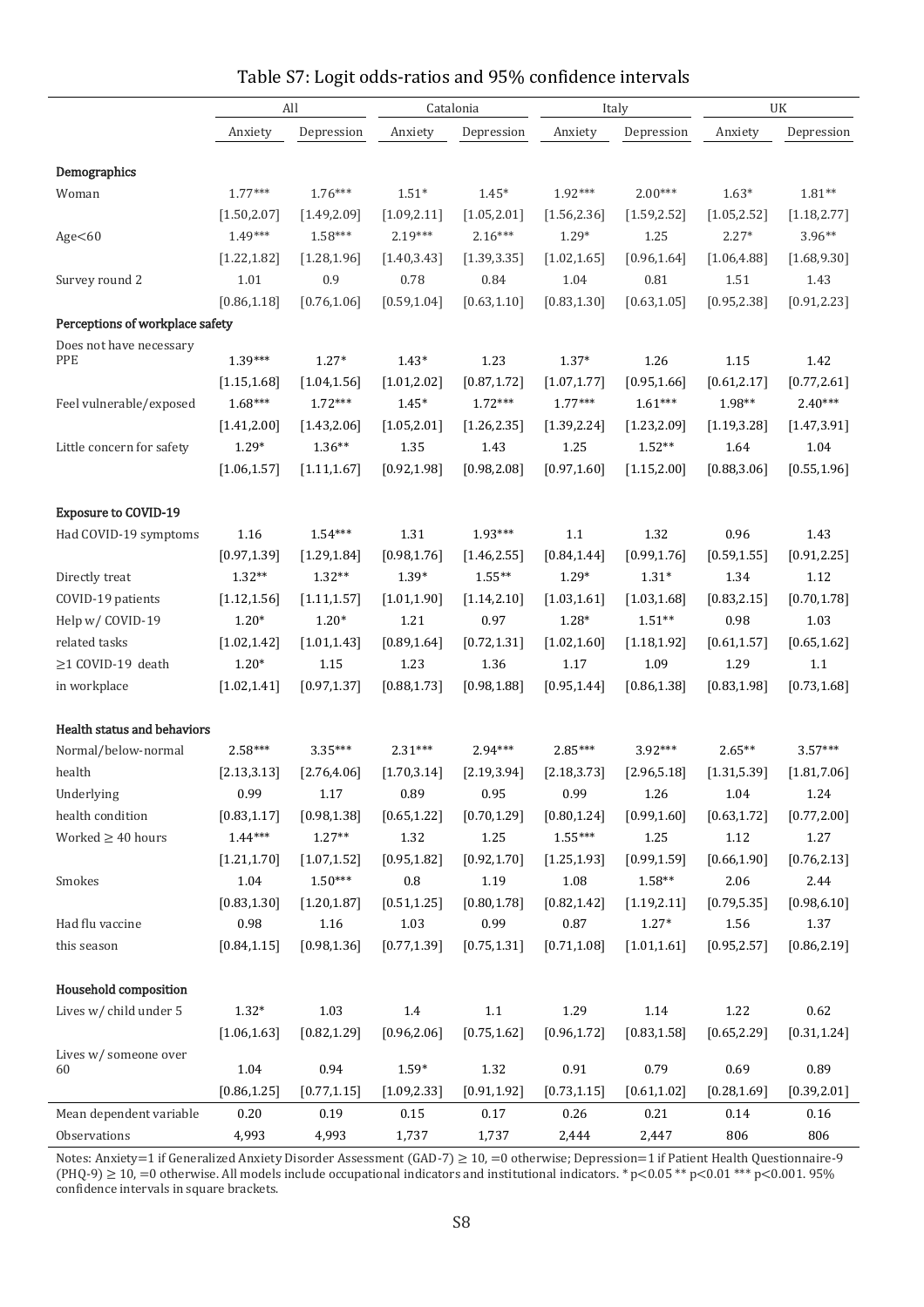# Table S7: Logit odds-ratios and 95% confidence intervals

| | All | | Catalonia | | Italy | | UK | |
|---|---|---|---|---|---|---|---|---|
| | Anxiety | Depression | Anxiety | Depression | Anxiety | Depression | Anxiety | Depression |
| **Demographics** | | | | | | | | |
| Woman | 1.77*** | 1.76*** | 1.51* | 1.45* | 1.92*** | 2.00*** | 1.63* | 1.81** |
| | [1.50,2.07] | [1.49,2.09] | [1.09,2.11] | [1.05,2.01] | [1.56,2.36] | [1.59,2.52] | [1.05,2.52] | [1.18,2.77] |
| Age<60 | 1.49*** | 1.58*** | 2.19*** | 2.16*** | 1.29* | 1.25 | 2.27* | 3.96** |
| | [1.22,1.82] | [1.28,1.96] | [1.40,3.43] | [1.39,3.35] | [1.02,1.65] | [0.96,1.64] | [1.06,4.88] | [1.68,9.30] |
| Survey round 2 | 1.01 | 0.9 | 0.78 | 0.84 | 1.04 | 0.81 | 1.51 | 1.43 |
| | [0.86,1.18] | [0.76,1.06] | [0.59,1.04] | [0.63,1.10] | [0.83,1.30] | [0.63,1.05] | [0.95,2.38] | [0.91,2.23] |
| **Perceptions of workplace safety** | | | | | | | | |
| Does not have necessary PPE | 1.39*** | 1.27* | 1.43* | 1.23 | 1.37* | 1.26 | 1.15 | 1.42 |
| | [1.15,1.68] | [1.04,1.56] | [1.01,2.02] | [0.87,1.72] | [1.07,1.77] | [0.95,1.66] | [0.61,2.17] | [0.77,2.61] |
| Feel vulnerable/exposed | 1.68*** | 1.72*** | 1.45* | 1.72*** | 1.77*** | 1.61*** | 1.98** | 2.40*** |
| | [1.41,2.00] | [1.43,2.06] | [1.05,2.01] | [1.26,2.35] | [1.39,2.24] | [1.23,2.09] | [1.19,3.28] | [1.47,3.91] |
| Little concern for safety | 1.29* | 1.36** | 1.35 | 1.43 | 1.25 | 1.52** | 1.64 | 1.04 |
| | [1.06,1.57] | [1.11,1.67] | [0.92,1.98] | [0.98,2.08] | [0.97,1.60] | [1.15,2.00] | [0.88,3.06] | [0.55,1.96] |
| **Exposure to COVID-19** | | | | | | | | |
| Had COVID-19 symptoms | 1.16 | 1.54*** | 1.31 | 1.93*** | 1.1 | 1.32 | 0.96 | 1.43 |
| | [0.97,1.39] | [1.29,1.84] | [0.98,1.76] | [1.46,2.55] | [0.84,1.44] | [0.99,1.76] | [0.59,1.55] | [0.91,2.25] |
| Directly treat COVID-19 patients | 1.32** | 1.32** | 1.39* | 1.55** | 1.29* | 1.31* | 1.34 | 1.12 |
| | [1.12,1.56] | [1.11,1.57] | [1.01,1.90] | [1.14,2.10] | [1.03,1.61] | [1.03,1.68] | [0.83,2.15] | [0.70,1.78] |
| Help w/ COVID-19 related tasks | 1.20* | 1.20* | 1.21 | 0.97 | 1.28* | 1.51** | 0.98 | 1.03 |
| | [1.02,1.42] | [1.01,1.43] | [0.89,1.64] | [0.72,1.31] | [1.02,1.60] | [1.18,1.92] | [0.61,1.57] | [0.65,1.62] |
| ≥1 COVID-19 death in workplace | 1.20* | 1.15 | 1.23 | 1.36 | 1.17 | 1.09 | 1.29 | 1.1 |
| | [1.02,1.41] | [0.97,1.37] | [0.88,1.73] | [0.98,1.88] | [0.95,1.44] | [0.86,1.38] | [0.83,1.98] | [0.73,1.68] |
| **Health status and behaviors** | | | | | | | | |
| Normal/below-normal health | 2.58*** | 3.35*** | 2.31*** | 2.94*** | 2.85*** | 3.92*** | 2.65** | 3.57*** |
| | [2.13,3.13] | [2.76,4.06] | [1.70,3.14] | [2.19,3.94] | [2.18,3.73] | [2.96,5.18] | [1.31,5.39] | [1.81,7.06] |
| Underlying health condition | 0.99 | 1.17 | 0.89 | 0.95 | 0.99 | 1.26 | 1.04 | 1.24 |
| | [0.83,1.17] | [0.98,1.38] | [0.65,1.22] | [0.70,1.29] | [0.80,1.24] | [0.99,1.60] | [0.63,1.72] | [0.77,2.00] |
| Worked ≥ 40 hours | 1.44*** | 1.27** | 1.32 | 1.25 | 1.55*** | 1.25 | 1.12 | 1.27 |
| | [1.21,1.70] | [1.07,1.52] | [0.95,1.82] | [0.92,1.70] | [1.25,1.93] | [0.99,1.59] | [0.66,1.90] | [0.76,2.13] |
| Smokes | 1.04 | 1.50*** | 0.8 | 1.19 | 1.08 | 1.58** | 2.06 | 2.44 |
| | [0.83,1.30] | [1.20,1.87] | [0.51,1.25] | [0.80,1.78] | [0.82,1.42] | [1.19,2.11] | [0.79,5.35] | [0.98,6.10] |
| Had flu vaccine this season | 0.98 | 1.16 | 1.03 | 0.99 | 0.87 | 1.27* | 1.56 | 1.37 |
| | [0.84,1.15] | [0.98,1.36] | [0.77,1.39] | [0.75,1.31] | [0.71,1.08] | [1.01,1.61] | [0.95,2.57] | [0.86,2.19] |
| **Household composition** | | | | | | | | |
| Lives w/ child under 5 | 1.32* | 1.03 | 1.4 | 1.1 | 1.29 | 1.14 | 1.22 | 0.62 |
| | [1.06,1.63] | [0.82,1.29] | [0.96,2.06] | [0.75,1.62] | [0.96,1.72] | [0.83,1.58] | [0.65,2.29] | [0.31,1.24] |
| Lives w/ someone over 60 | 1.04 | 0.94 | 1.59* | 1.32 | 0.91 | 0.79 | 0.69 | 0.89 |
| | [0.86,1.25] | [0.77,1.15] | [1.09,2.33] | [0.91,1.92] | [0.73,1.15] | [0.61,1.02] | [0.28,1.69] | [0.39,2.01] |
| Mean dependent variable | 0.20 | 0.19 | 0.15 | 0.17 | 0.26 | 0.21 | 0.14 | 0.16 |
| Observations | 4,993 | 4,993 | 1,737 | 1,737 | 2,444 | 2,447 | 806 | 806 |

Notes: Anxiety=1 if Generalized Anxiety Disorder Assessment (GAD-7) ≥ 10, =0 otherwise; Depression=1 if Patient Health Questionnaire-9 (PHQ-9) ≥ 10, =0 otherwise. All models include occupational indicators and institutional indicators. * p<0.05 ** p<0.01 *** p<0.001. 95% confidence intervals in square brackets.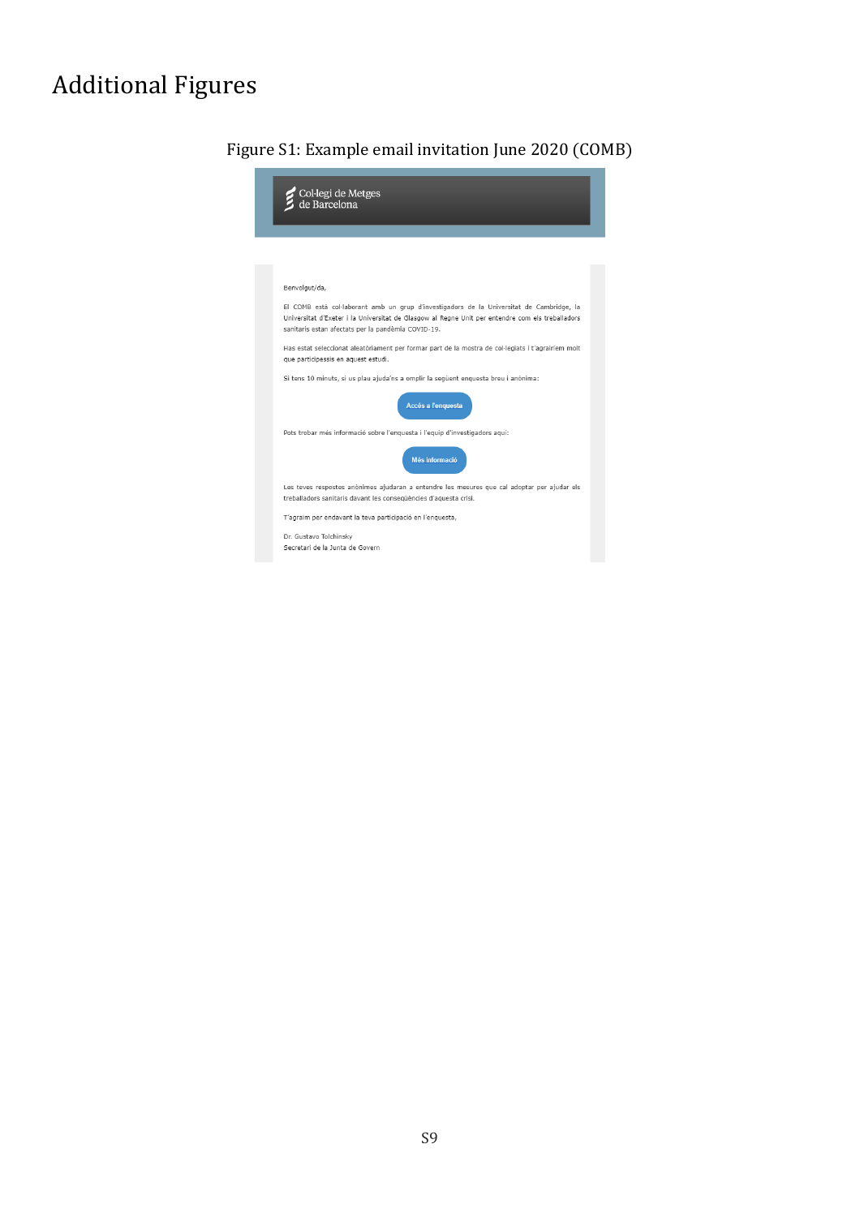# Additional Figures

Figure S1: Example email invitation June 2020 (COMB)

Col·legi de Metges de Barcelona

Benvolgut/da,

El COMB està col·laborant amb un grup d'investigadors de la Universitat de Cambridge, la Universitat d'Exeter i la Universitat de Glasgow al Regne Unit per entendre com els treballadors sanitaris estan afectats per la pandèmia COVID-19.

Has estat seleccionat aleatòriament per formar part de la mostra de col·legiats i t'agrairíem molt que participessis en aquest estudi.

Si tens 10 minuts, si us plau ajuda'ns a emplir la següent enquesta breu i anònima:

Accés a l'enquesta

Pots trobar més informació sobre l'enquesta i l'equip d'investigadors aquí:

Més informació

Les teves respostes anònimes ajudaran a entendre les mesures que cal adoptar per ajudar els treballadors sanitaris davant les conseqüències d'aquesta crisi.

T'agraim per endavant la teva participació en l'enquesta,

Dr. Gustavo Tolchinsky
Secretari de la Junta de Govern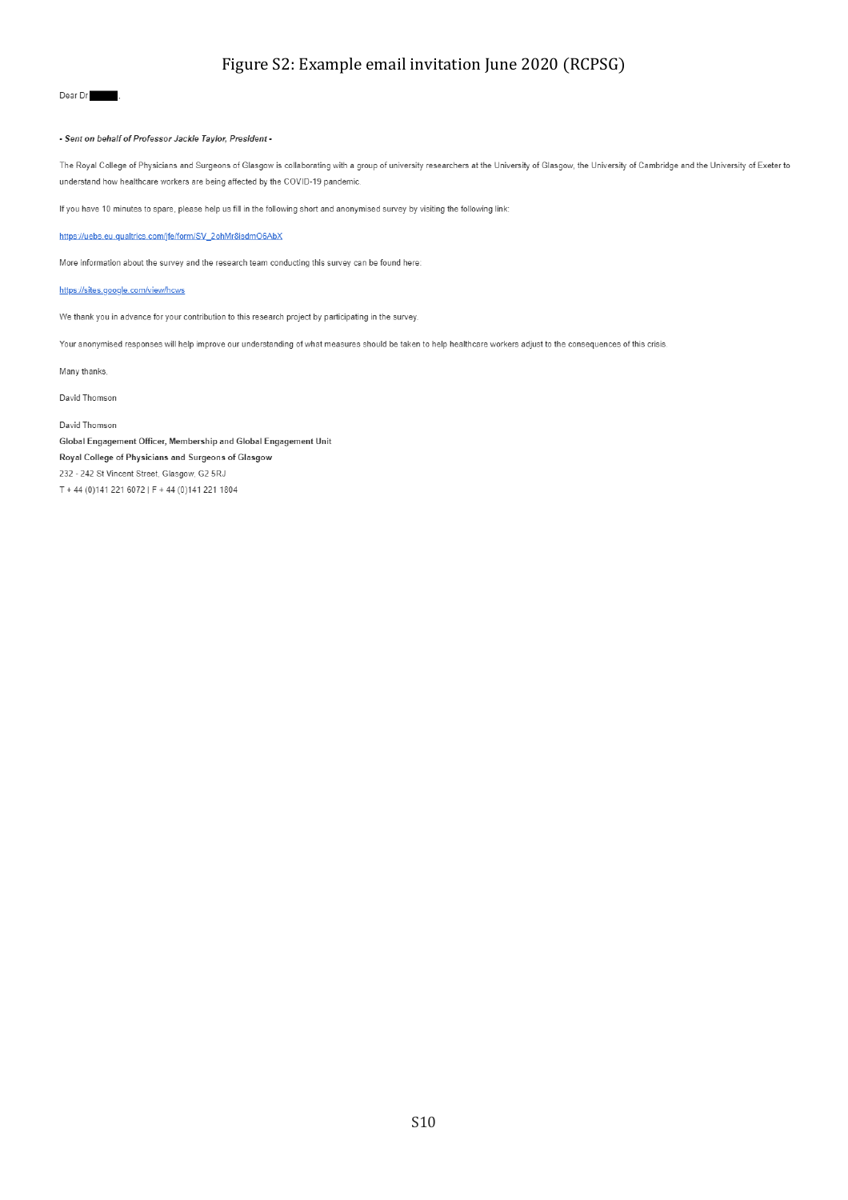# Figure S2: Example email invitation June 2020 (RCPSG)

Dear Dr ■■■■■,

***- Sent on behalf of Professor Jackie Taylor, President -***

The Royal College of Physicians and Surgeons of Glasgow is collaborating with a group of university researchers at the University of Glasgow, the University of Cambridge and the University of Exeter to understand how healthcare workers are being affected by the COVID-19 pandemic.

If you have 10 minutes to spare, please help us fill in the following short and anonymised survey by visiting the following link:

https://uebs.eu.qualtrics.com/jfe/form/SV_2ohMr8lsdmO6AbX

More information about the survey and the research team conducting this survey can be found here:

https://sites.google.com/view/hcws

We thank you in advance for your contribution to this research project by participating in the survey.

Your anonymised responses will help improve our understanding of what measures should be taken to help healthcare workers adjust to the consequences of this crisis.

Many thanks,

David Thomson

David Thomson
**Global Engagement Officer, Membership and Global Engagement Unit**
**Royal College of Physicians and Surgeons of Glasgow**
232 - 242 St Vincent Street, Glasgow, G2 5RJ
T + 44 (0)141 221 6072 | F + 44 (0)141 221 1804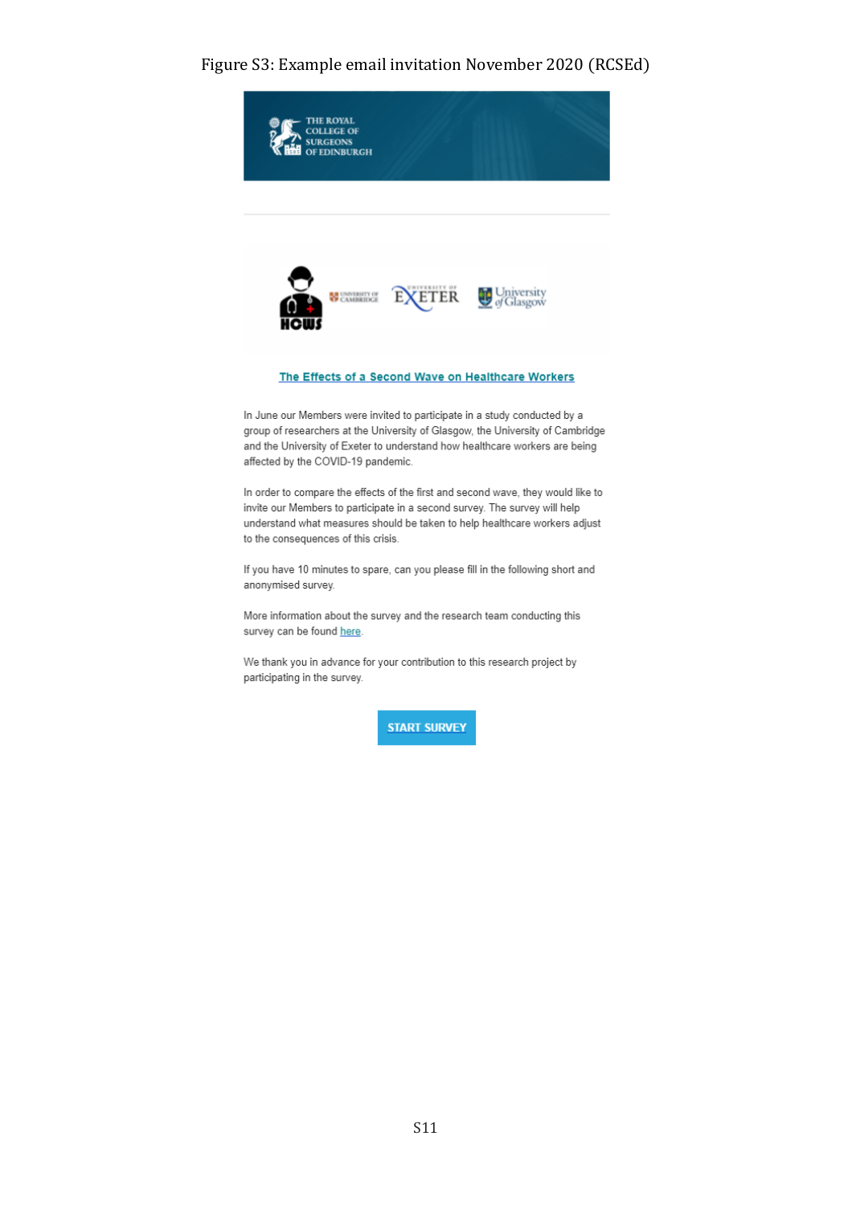Figure S3: Example email invitation November 2020 (RCSEd)

THE ROYAL COLLEGE OF SURGEONS OF EDINBURGH

HOWS

**The Effects of a Second Wave on Healthcare Workers**

In June our Members were invited to participate in a study conducted by a group of researchers at the University of Glasgow, the University of Cambridge and the University of Exeter to understand how healthcare workers are being affected by the COVID-19 pandemic.

In order to compare the effects of the first and second wave, they would like to invite our Members to participate in a second survey. The survey will help understand what measures should be taken to help healthcare workers adjust to the consequences of this crisis.

If you have 10 minutes to spare, can you please fill in the following short and anonymised survey.

More information about the survey and the research team conducting this survey can be found here.

We thank you in advance for your contribution to this research project by participating in the survey.

START SURVEY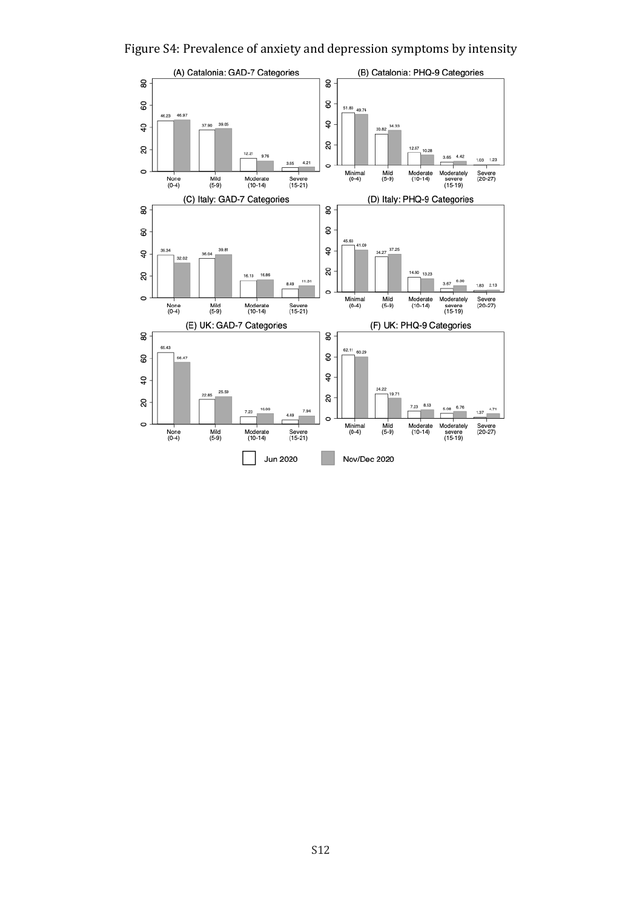Figure S4: Prevalence of anxiety and depression symptoms by intensity

(A) Catalonia: GAD-7 Categories

80
60
40
20
0

46.23 46.97
37.90 39.05
12.21 9.76
3.65 4.21

None (0-4)
Mild (5-9)
Moderate (10-14)
Severe (15-21)

(B) Catalonia: PHQ-9 Categories

80
60
40
20
0

51.83 49.74
30.82 34.33
12.57 10.28
3.65 4.42
1.03 1.23

Minimal (0-4)
Mild (5-9)
Moderate (10-14)
Moderately severe (15-19)
Severe (20-27)

(C) Italy: GAD-7 Categories

80
60
40
20
0

39.34 32.02
36.04 39.81
16.13 16.86
8.49 11.31

None (0-4)
Mild (5-9)
Moderate (10-14)
Severe (15-21)

(D) Italy: PHQ-9 Categories

80
60
40
20
0

45.63 41.09
34.27 37.25
14.60 13.23
3.67 6.30
1.83 2.13

Minimal (0-4)
Mild (5-9)
Moderate (10-14)
Moderately severe (15-19)
Severe (20-27)

(E) UK: GAD-7 Categories

80
60
40
20
0

65.43 56.47
22.85 25.59
7.23 10.00
4.49 7.94

None (0-4)
Mild (5-9)
Moderate (10-14)
Severe (15-21)

(F) UK: PHQ-9 Categories

80
60
40
20
0

62.11 60.29
24.22 19.71
7.23 8.53
5.08 6.76
1.37 4.71

Minimal (0-4)
Mild (5-9)
Moderate (10-14)
Moderately severe (15-19)
Severe (20-27)

Jun 2020
Nov/Dec 2020